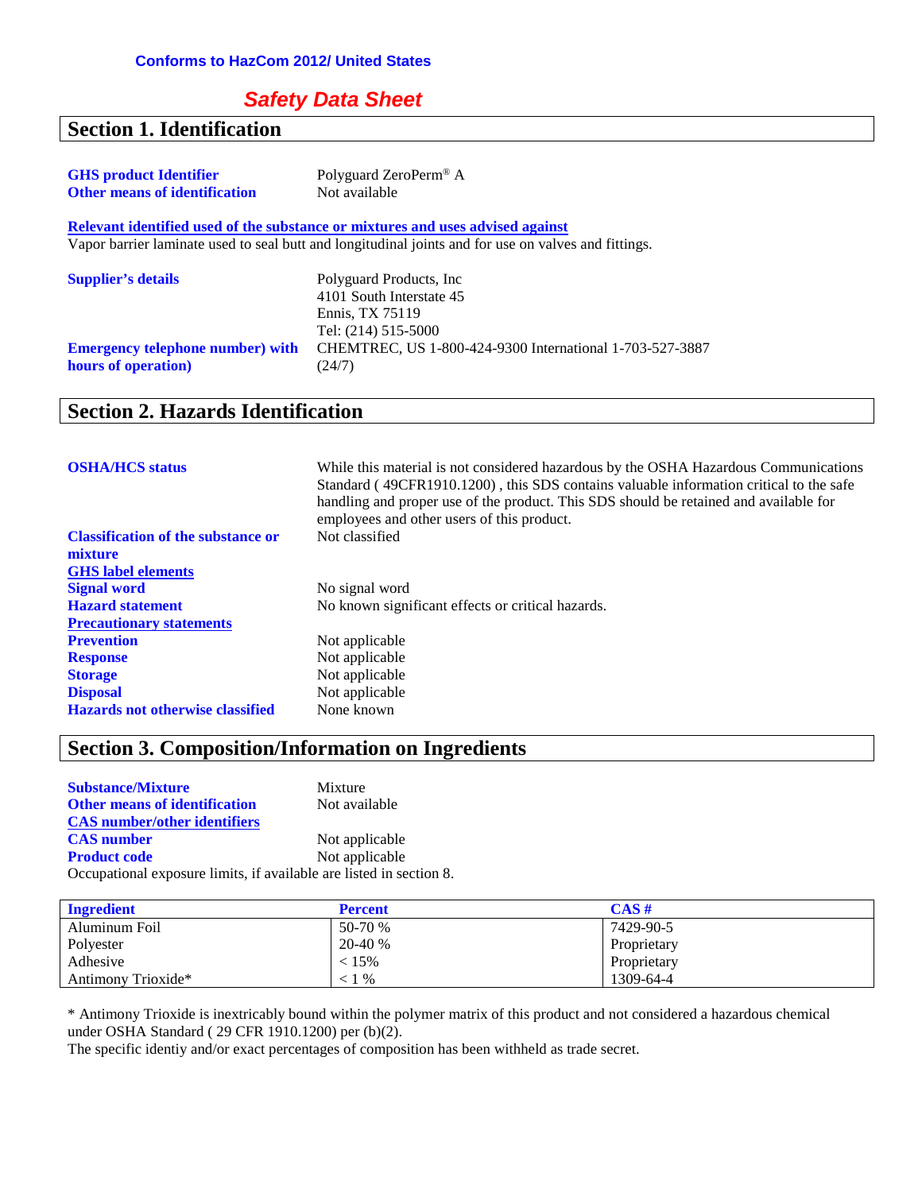**Conforms to HazCom 2012/ United States**

# *Safety Data Sheet*

## Section 1. Identification

**GHS product Identifier** Polyguard ZeroPerm® A
**Other means of identification** Not available

**Relevant identified used of the substance or mixtures and uses advised against**
Vapor barrier laminate used to seal butt and longitudinal joints and for use on valves and fittings.

**Supplier's details**
Polyguard Products, Inc
4101 South Interstate 45
Ennis, TX 75119
Tel: (214) 515-5000

**Emergency telephone number) with hours of operation)** CHEMTREC, US 1-800-424-9300 International 1-703-527-3887 (24/7)

## Section 2. Hazards Identification

**OSHA/HCS status** While this material is not considered hazardous by the OSHA Hazardous Communications Standard ( 49CFR1910.1200) , this SDS contains valuable information critical to the safe handling and proper use of the product. This SDS should be retained and available for employees and other users of this product.

**Classification of the substance or mixture** Not classified

**GHS label elements**

**Signal word** No signal word
**Hazard statement** No known significant effects or critical hazards.

**Precautionary statements**

**Prevention** Not applicable
**Response** Not applicable
**Storage** Not applicable
**Disposal** Not applicable
**Hazards not otherwise classified** None known

## Section 3. Composition/Information on Ingredients

**Substance/Mixture** Mixture
**Other means of identification** Not available

**CAS number/other identifiers**

**CAS number** Not applicable
**Product code** Not applicable

Occupational exposure limits, if available are listed in section 8.

| Ingredient | Percent | CAS # |
|---|---|---|
| Aluminum Foil | 50-70 % | 7429-90-5 |
| Polyester | 20-40 % | Proprietary |
| Adhesive | < 15% | Proprietary |
| Antimony Trioxide* | < 1 % | 1309-64-4 |

* Antimony Trioxide is inextricably bound within the polymer matrix of this product and not considered a hazardous chemical under OSHA Standard ( 29 CFR 1910.1200) per (b)(2).
The specific identiy and/or exact percentages of composition has been withheld as trade secret.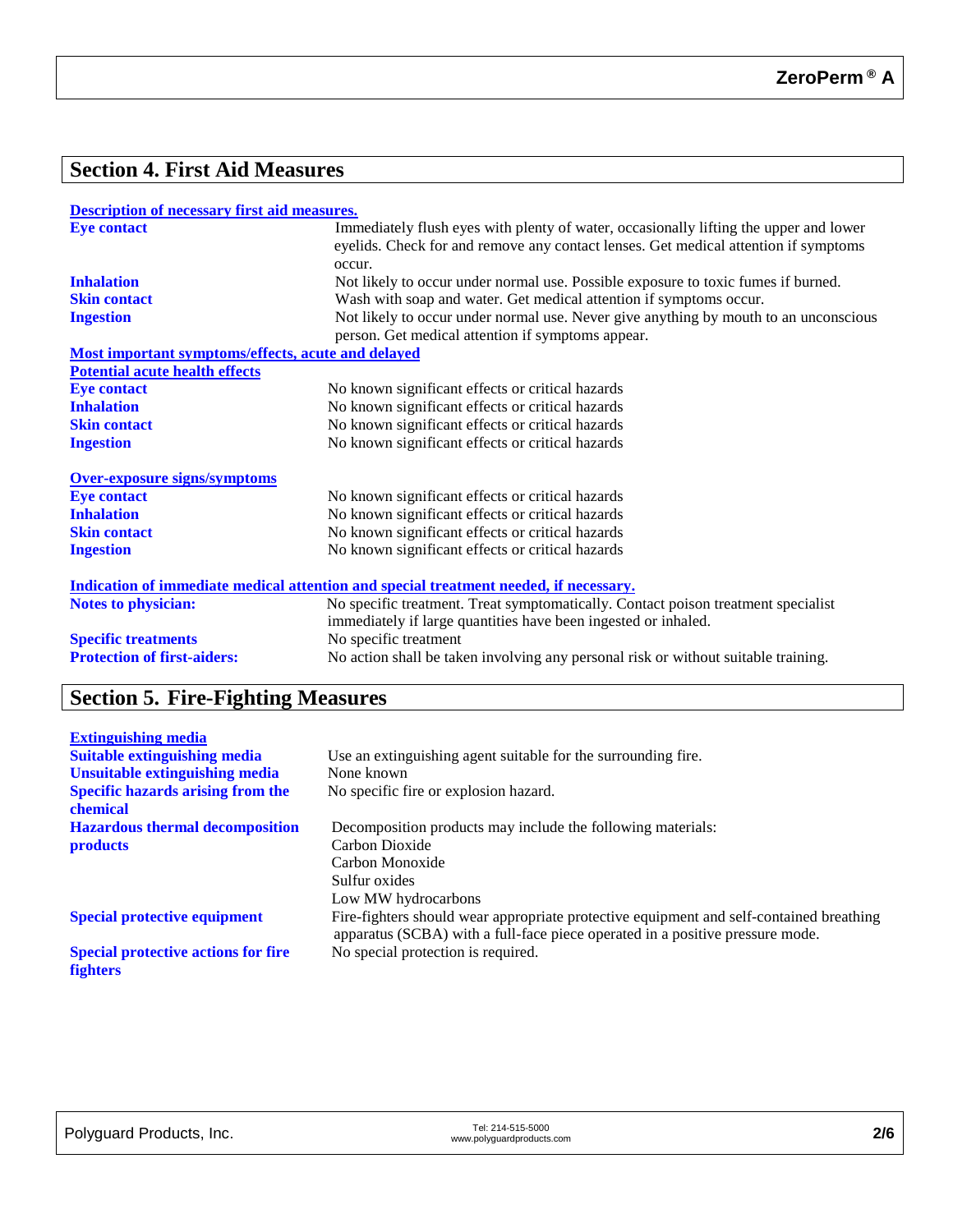## Section 4. First Aid Measures

**Description of necessary first aid measures.**

| | |
|---|---|
| **Eye contact** | Immediately flush eyes with plenty of water, occasionally lifting the upper and lower eyelids. Check for and remove any contact lenses. Get medical attention if symptoms occur. |
| **Inhalation** | Not likely to occur under normal use. Possible exposure to toxic fumes if burned. |
| **Skin contact** | Wash with soap and water. Get medical attention if symptoms occur. |
| **Ingestion** | Not likely to occur under normal use. Never give anything by mouth to an unconscious person. Get medical attention if symptoms appear. |

**Most important symptoms/effects, acute and delayed**

**Potential acute health effects**

| | |
|---|---|
| **Eye contact** | No known significant effects or critical hazards |
| **Inhalation** | No known significant effects or critical hazards |
| **Skin contact** | No known significant effects or critical hazards |
| **Ingestion** | No known significant effects or critical hazards |

**Over-exposure signs/symptoms**

| | |
|---|---|
| **Eye contact** | No known significant effects or critical hazards |
| **Inhalation** | No known significant effects or critical hazards |
| **Skin contact** | No known significant effects or critical hazards |
| **Ingestion** | No known significant effects or critical hazards |

**Indication of immediate medical attention and special treatment needed, if necessary.**

| | |
|---|---|
| **Notes to physician:** | No specific treatment. Treat symptomatically. Contact poison treatment specialist immediately if large quantities have been ingested or inhaled. |
| **Specific treatments** | No specific treatment |
| **Protection of first-aiders:** | No action shall be taken involving any personal risk or without suitable training. |

## Section 5. Fire-Fighting Measures

**Extinguishing media**

| | |
|---|---|
| **Suitable extinguishing media** | Use an extinguishing agent suitable for the surrounding fire. |
| **Unsuitable extinguishing media** | None known |
| **Specific hazards arising from the chemical** | No specific fire or explosion hazard. |
| **Hazardous thermal decomposition products** | Decomposition products may include the following materials:<br>Carbon Dioxide<br>Carbon Monoxide<br>Sulfur oxides<br>Low MW hydrocarbons |
| **Special protective equipment** | Fire-fighters should wear appropriate protective equipment and self-contained breathing apparatus (SCBA) with a full-face piece operated in a positive pressure mode. |
| **Special protective actions for fire fighters** | No special protection is required. |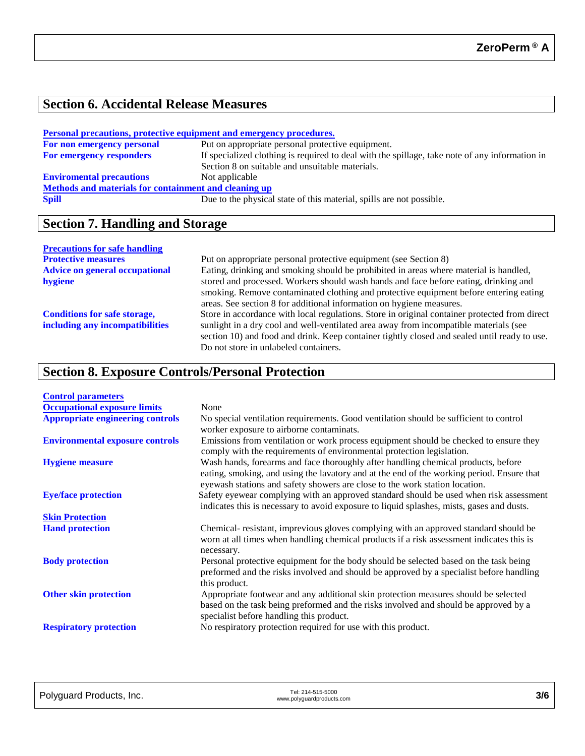## Section 6. Accidental Release Measures

**Personal precautions, protective equipment and emergency procedures.**

| | |
|---|---|
| **For non emergency personal** | Put on appropriate personal protective equipment. |
| **For emergency responders** | If specialized clothing is required to deal with the spillage, take note of any information in Section 8 on suitable and unsuitable materials. |
| **Enviromental precautions** | Not applicable |

**Methods and materials for containment and cleaning up**

| | |
|---|---|
| **Spill** | Due to the physical state of this material, spills are not possible. |

## Section 7. Handling and Storage

**Precautions for safe handling**

| | |
|---|---|
| **Protective measures** | Put on appropriate personal protective equipment (see Section 8) |
| **Advice on general occupational hygiene** | Eating, drinking and smoking should be prohibited in areas where material is handled, stored and processed. Workers should wash hands and face before eating, drinking and smoking. Remove contaminated clothing and protective equipment before entering eating areas. See section 8 for additional information on hygiene measures. |
| **Conditions for safe storage, including any incompatibilities** | Store in accordance with local regulations. Store in original container protected from direct sunlight in a dry cool and well-ventilated area away from incompatible materials (see section 10) and food and drink. Keep container tightly closed and sealed until ready to use. Do not store in unlabeled containers. |

## Section 8. Exposure Controls/Personal Protection

**Control parameters**

| | |
|---|---|
| **Occupational exposure limits** | None |
| **Appropriate engineering controls** | No special ventilation requirements. Good ventilation should be sufficient to control worker exposure to airborne contaminats. |
| **Environmental exposure controls** | Emissions from ventilation or work process equipment should be checked to ensure they comply with the requirements of environmental protection legislation. |
| **Hygiene measure** | Wash hands, forearms and face thoroughly after handling chemical products, before eating, smoking, and using the lavatory and at the end of the working period. Ensure that eyewash stations and safety showers are close to the work station location. |
| **Eye/face protection** | Safety eyewear complying with an approved standard should be used when risk assessment indicates this is necessary to avoid exposure to liquid splashes, mists, gases and dusts. |

**Skin Protection**

| | |
|---|---|
| **Hand protection** | Chemical- resistant, impervious gloves complying with an approved standard should be worn at all times when handling chemical products if a risk assessment indicates this is necessary. |
| **Body protection** | Personal protective equipment for the body should be selected based on the task being preformed and the risks involved and should be approved by a specialist before handling this product. |
| **Other skin protection** | Appropriate footwear and any additional skin protection measures should be selected based on the task being preformed and the risks involved and should be approved by a specialist before handling this product. |
| **Respiratory protection** | No respiratory protection required for use with this product. |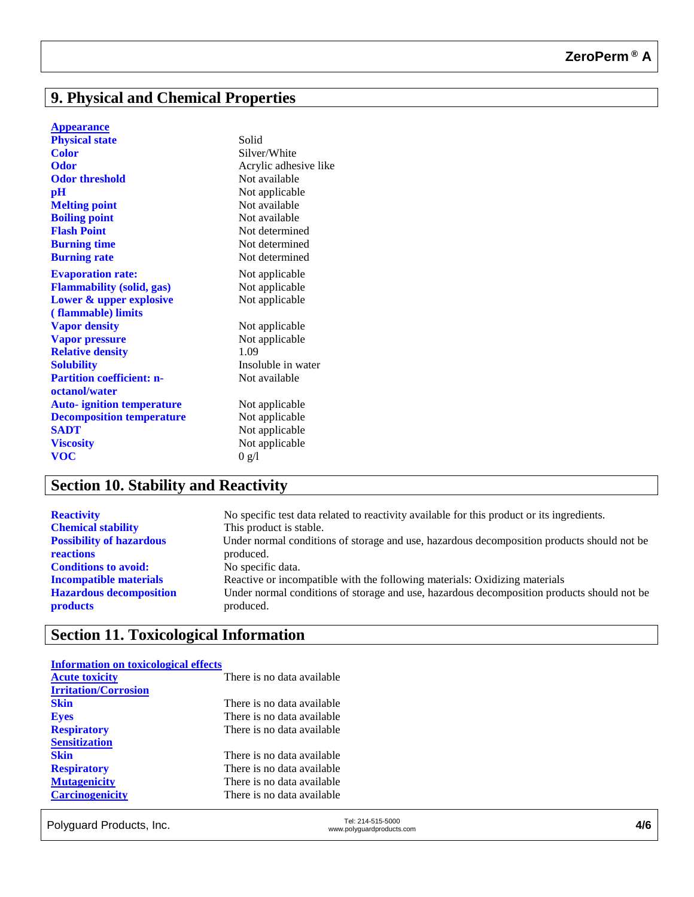## 9. Physical and Chemical Properties

**Appearance**

| | |
|---|---|
| **Physical state** | Solid |
| **Color** | Silver/White |
| **Odor** | Acrylic adhesive like |
| **Odor threshold** | Not available |
| **pH** | Not applicable |
| **Melting point** | Not available |
| **Boiling point** | Not available |
| **Flash Point** | Not determined |
| **Burning time** | Not determined |
| **Burning rate** | Not determined |
| **Evaporation rate:** | Not applicable |
| **Flammability (solid, gas)** | Not applicable |
| **Lower & upper explosive ( flammable) limits** | Not applicable |
| **Vapor density** | Not applicable |
| **Vapor pressure** | Not applicable |
| **Relative density** | 1.09 |
| **Solubility** | Insoluble in water |
| **Partition coefficient: n-octanol/water** | Not available |
| **Auto- ignition temperature** | Not applicable |
| **Decomposition temperature** | Not applicable |
| **SADT** | Not applicable |
| **Viscosity** | Not applicable |
| **VOC** | 0 g/l |

## Section 10. Stability and Reactivity

| | |
|---|---|
| **Reactivity** | No specific test data related to reactivity available for this product or its ingredients. |
| **Chemical stability** | This product is stable. |
| **Possibility of hazardous reactions** | Under normal conditions of storage and use, hazardous decomposition products should not be produced. |
| **Conditions to avoid:** | No specific data. |
| **Incompatible materials** | Reactive or incompatible with the following materials: Oxidizing materials |
| **Hazardous decomposition products** | Under normal conditions of storage and use, hazardous decomposition products should not be produced. |

## Section 11. Toxicological Information

**Information on toxicological effects**

| | |
|---|---|
| **Acute toxicity** | There is no data available |
| **Irritation/Corrosion** | |
| **Skin** | There is no data available |
| **Eyes** | There is no data available |
| **Respiratory** | There is no data available |
| **Sensitization** | |
| **Skin** | There is no data available |
| **Respiratory** | There is no data available |
| **Mutagenicity** | There is no data available |
| **Carcinogenicity** | There is no data available |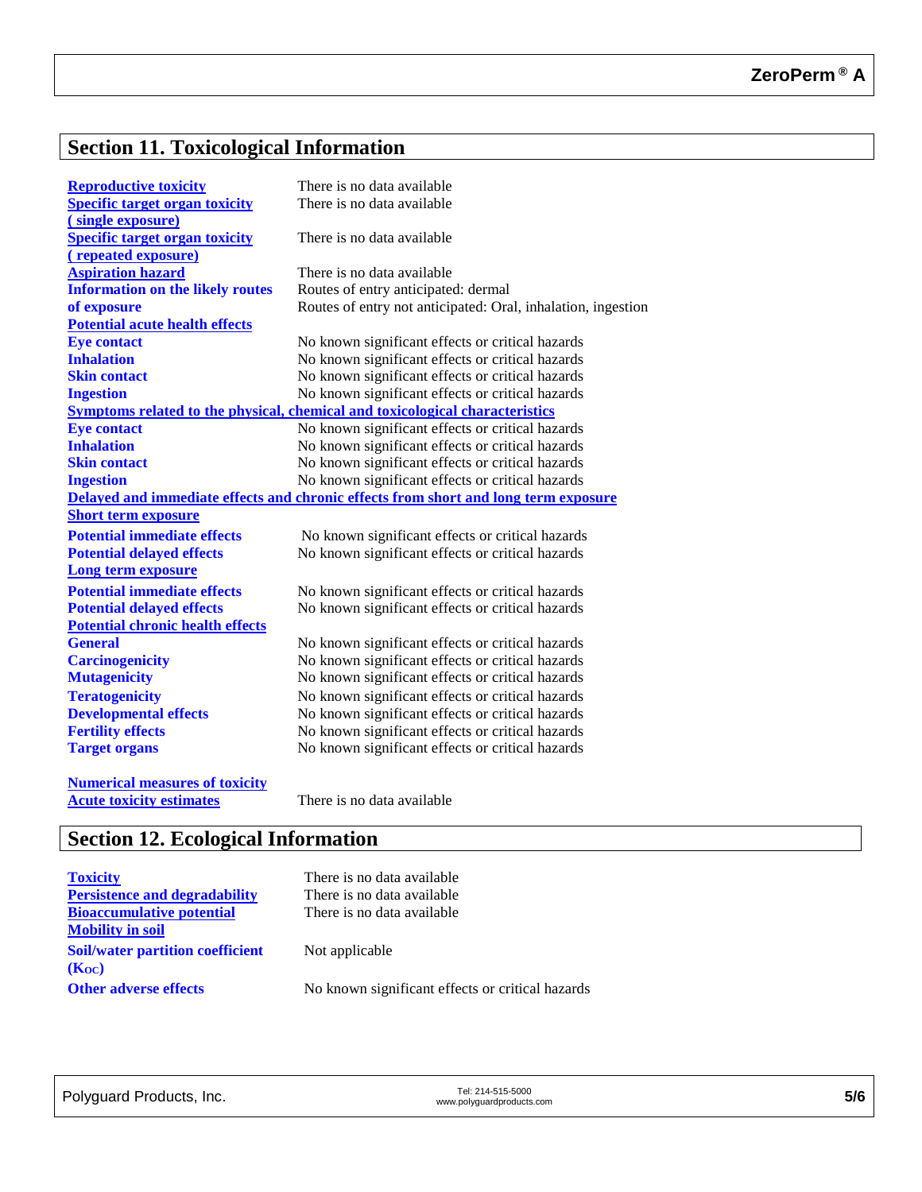## Section 11. Toxicological Information

| | |
|---|---|
| **Reproductive toxicity** | There is no data available |
| **Specific target organ toxicity ( single exposure)** | There is no data available |
| **Specific target organ toxicity ( repeated exposure)** | There is no data available |
| **Aspiration hazard** | There is no data available |
| **Information on the likely routes of exposure** | Routes of entry anticipated: dermal<br>Routes of entry not anticipated: Oral, inhalation, ingestion |
| **Potential acute health effects** | |
| **Eye contact** | No known significant effects or critical hazards |
| **Inhalation** | No known significant effects or critical hazards |
| **Skin contact** | No known significant effects or critical hazards |
| **Ingestion** | No known significant effects or critical hazards |
| **Symptoms related to the physical, chemical and toxicological characteristics** | |
| **Eye contact** | No known significant effects or critical hazards |
| **Inhalation** | No known significant effects or critical hazards |
| **Skin contact** | No known significant effects or critical hazards |
| **Ingestion** | No known significant effects or critical hazards |
| **Delayed and immediate effects and chronic effects from short and long term exposure** | |
| **Short term exposure** | |
| **Potential immediate effects** | No known significant effects or critical hazards |
| **Potential delayed effects** | No known significant effects or critical hazards |
| **Long term exposure** | |
| **Potential immediate effects** | No known significant effects or critical hazards |
| **Potential delayed effects** | No known significant effects or critical hazards |
| **Potential chronic health effects** | |
| **General** | No known significant effects or critical hazards |
| **Carcinogenicity** | No known significant effects or critical hazards |
| **Mutagenicity** | No known significant effects or critical hazards |
| **Teratogenicity** | No known significant effects or critical hazards |
| **Developmental effects** | No known significant effects or critical hazards |
| **Fertility effects** | No known significant effects or critical hazards |
| **Target organs** | No known significant effects or critical hazards |
| **Numerical measures of toxicity** | |
| **Acute toxicity estimates** | There is no data available |

## Section 12. Ecological Information

| | |
|---|---|
| **Toxicity** | There is no data available |
| **Persistence and degradability** | There is no data available |
| **Bioaccumulative potential** | There is no data available |
| **Mobility in soil** | |
| **Soil/water partition coefficient ($K_{OC}$)** | Not applicable |
| **Other adverse effects** | No known significant effects or critical hazards |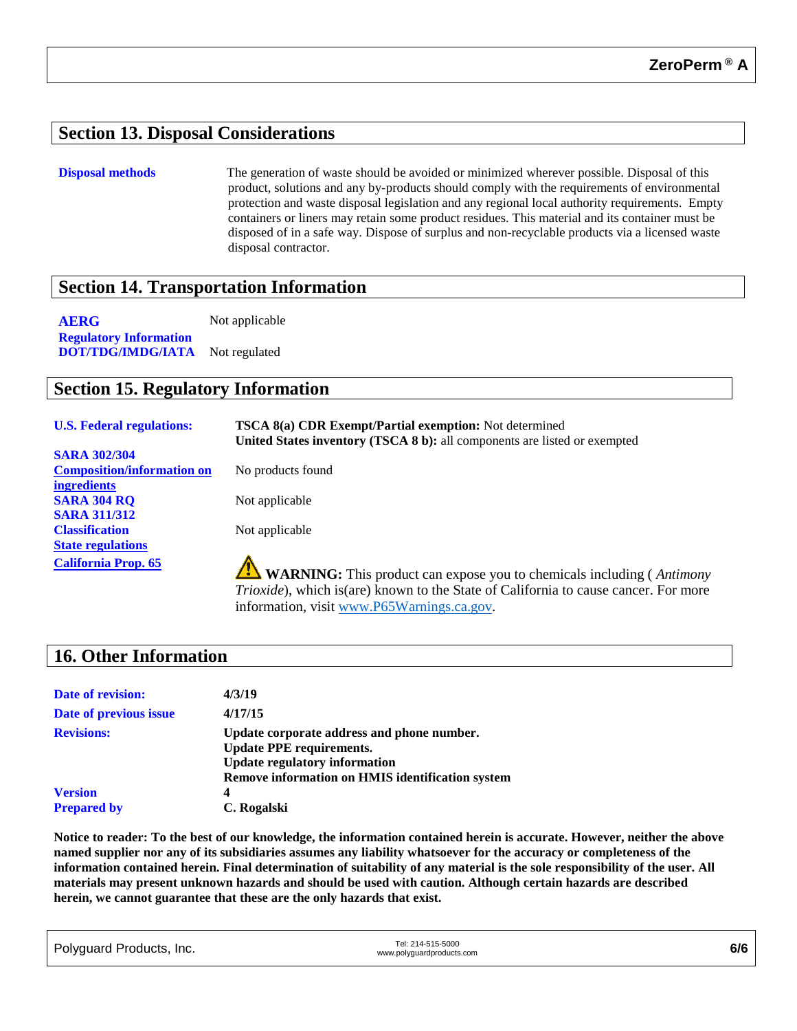## Section 13. Disposal Considerations

**Disposal methods** The generation of waste should be avoided or minimized wherever possible. Disposal of this product, solutions and any by-products should comply with the requirements of environmental protection and waste disposal legislation and any regional local authority requirements. Empty containers or liners may retain some product residues. This material and its container must be disposed of in a safe way. Dispose of surplus and non-recyclable products via a licensed waste disposal contractor.

## Section 14. Transportation Information

**AERG** Not applicable

**Regulatory Information DOT/TDG/IMDG/IATA** Not regulated

## Section 15. Regulatory Information

**U.S. Federal regulations:** **TSCA 8(a) CDR Exempt/Partial exemption:** Not determined
**United States inventory (TSCA 8 b):** all components are listed or exempted

**SARA 302/304**
**Composition/information on ingredients** No products found

**SARA 304 RQ** Not applicable

**SARA 311/312**
**Classification** Not applicable

**State regulations**
**California Prop. 65**

⚠ **WARNING:** This product can expose you to chemicals including ( *Antimony Trioxide*), which is(are) known to the State of California to cause cancer. For more information, visit www.P65Warnings.ca.gov.

## 16. Other Information

**Date of revision:** **4/3/19**

**Date of previous issue** **4/17/15**

**Revisions:**
**Update corporate address and phone number.**
**Update PPE requirements.**
**Update regulatory information**
**Remove information on HMIS identification system**

**Version** **4**

**Prepared by** **C. Rogalski**

**Notice to reader: To the best of our knowledge, the information contained herein is accurate. However, neither the above named supplier nor any of its subsidiaries assumes any liability whatsoever for the accuracy or completeness of the information contained herein. Final determination of suitability of any material is the sole responsibility of the user. All materials may present unknown hazards and should be used with caution. Although certain hazards are described herein, we cannot guarantee that these are the only hazards that exist.**